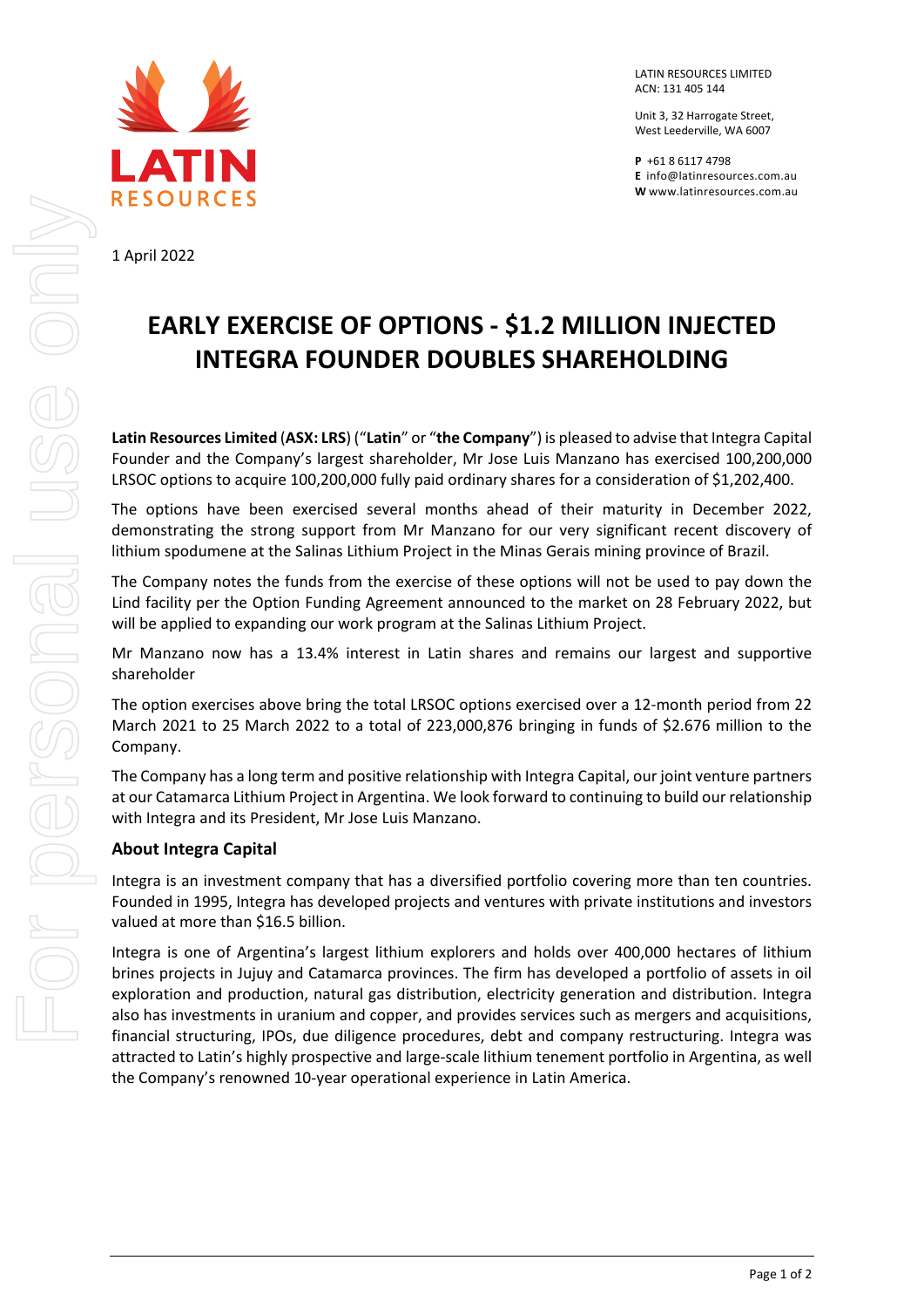LATIN RESOURCES LIMITED
ACN: 131 405 144

Unit 3, 32 Harrogate Street,
West Leederville, WA 6007

**P** +61 8 6117 4798
**E** info@latinresources.com.au
**W** www.latinresources.com.au

1 April 2022

# EARLY EXERCISE OF OPTIONS - $1.2 MILLION INJECTED INTEGRA FOUNDER DOUBLES SHAREHOLDING

**Latin Resources Limited** (**ASX: LRS**) ("**Latin**" or "**the Company**") is pleased to advise that Integra Capital Founder and the Company's largest shareholder, Mr Jose Luis Manzano has exercised 100,200,000 LRSOC options to acquire 100,200,000 fully paid ordinary shares for a consideration of $1,202,400.

The options have been exercised several months ahead of their maturity in December 2022, demonstrating the strong support from Mr Manzano for our very significant recent discovery of lithium spodumene at the Salinas Lithium Project in the Minas Gerais mining province of Brazil.

The Company notes the funds from the exercise of these options will not be used to pay down the Lind facility per the Option Funding Agreement announced to the market on 28 February 2022, but will be applied to expanding our work program at the Salinas Lithium Project.

Mr Manzano now has a 13.4% interest in Latin shares and remains our largest and supportive shareholder

The option exercises above bring the total LRSOC options exercised over a 12-month period from 22 March 2021 to 25 March 2022 to a total of 223,000,876 bringing in funds of $2.676 million to the Company.

The Company has a long term and positive relationship with Integra Capital, our joint venture partners at our Catamarca Lithium Project in Argentina. We look forward to continuing to build our relationship with Integra and its President, Mr Jose Luis Manzano.

### About Integra Capital

Integra is an investment company that has a diversified portfolio covering more than ten countries. Founded in 1995, Integra has developed projects and ventures with private institutions and investors valued at more than $16.5 billion.

Integra is one of Argentina's largest lithium explorers and holds over 400,000 hectares of lithium brines projects in Jujuy and Catamarca provinces. The firm has developed a portfolio of assets in oil exploration and production, natural gas distribution, electricity generation and distribution. Integra also has investments in uranium and copper, and provides services such as mergers and acquisitions, financial structuring, IPOs, due diligence procedures, debt and company restructuring. Integra was attracted to Latin's highly prospective and large-scale lithium tenement portfolio in Argentina, as well the Company's renowned 10-year operational experience in Latin America.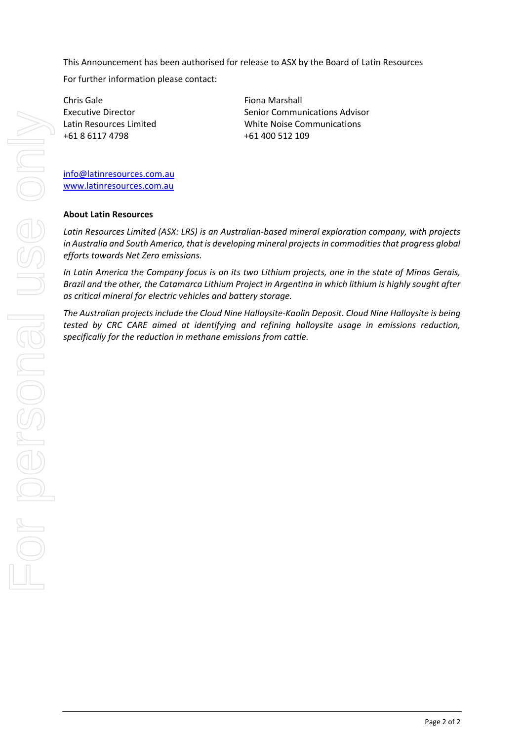This Announcement has been authorised for release to ASX by the Board of Latin Resources

For further information please contact:

Chris Gale
Executive Director
Latin Resources Limited
+61 8 6117 4798

Fiona Marshall
Senior Communications Advisor
White Noise Communications
+61 400 512 109

info@latinresources.com.au
www.latinresources.com.au

**About Latin Resources**

*Latin Resources Limited (ASX: LRS) is an Australian-based mineral exploration company, with projects in Australia and South America, that is developing mineral projects in commodities that progress global efforts towards Net Zero emissions.*

*In Latin America the Company focus is on its two Lithium projects, one in the state of Minas Gerais, Brazil and the other, the Catamarca Lithium Project in Argentina in which lithium is highly sought after as critical mineral for electric vehicles and battery storage.*

*The Australian projects include the Cloud Nine Halloysite-Kaolin Deposit. Cloud Nine Halloysite is being tested by CRC CARE aimed at identifying and refining halloysite usage in emissions reduction, specifically for the reduction in methane emissions from cattle.*